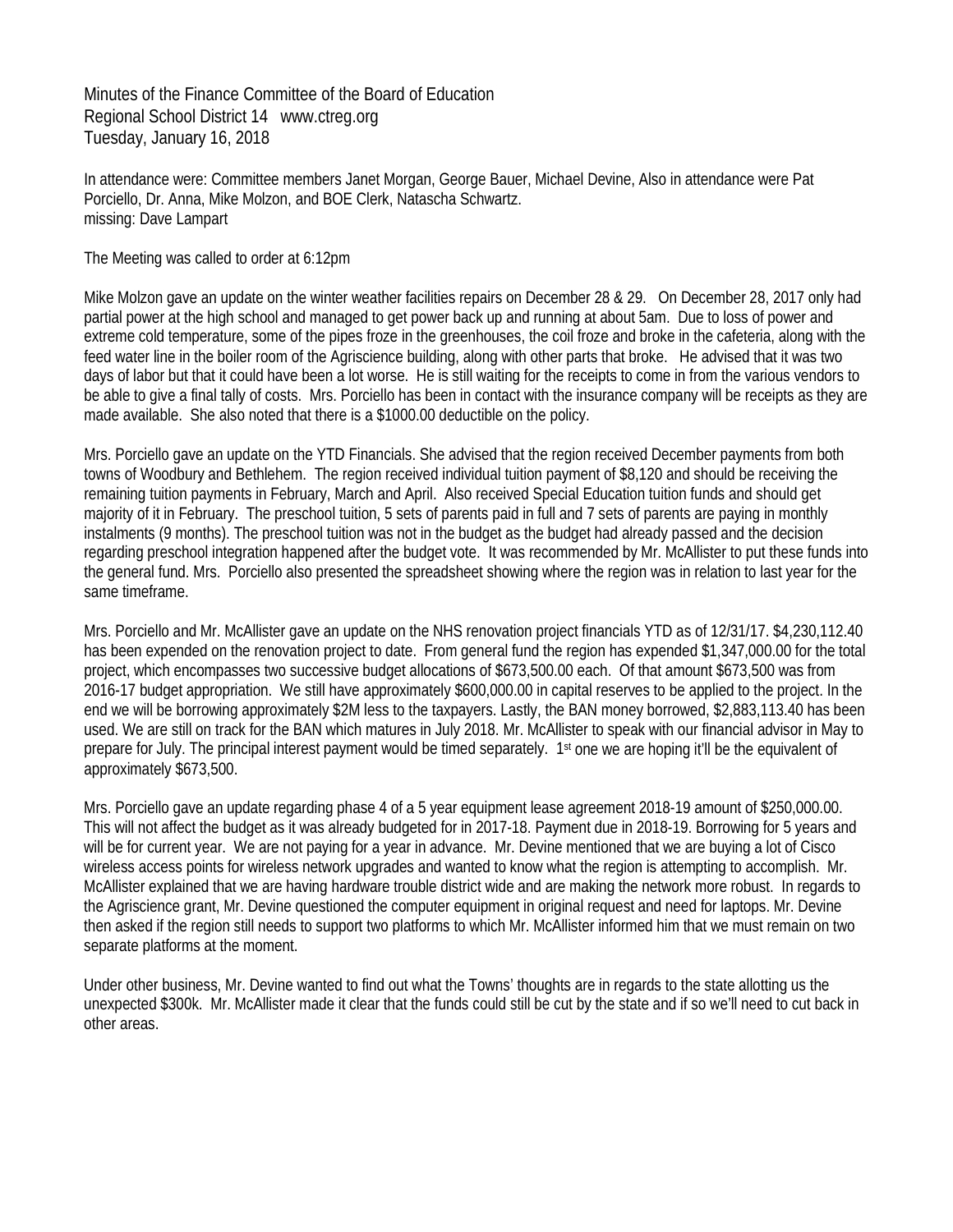Minutes of the Finance Committee of the Board of Education
Regional School District 14 www.ctreg.org
Tuesday, January 16, 2018

In attendance were: Committee members Janet Morgan, George Bauer, Michael Devine, Also in attendance were Pat Porciello, Dr. Anna, Mike Molzon, and BOE Clerk, Natascha Schwartz.
missing: Dave Lampart

The Meeting was called to order at 6:12pm

Mike Molzon gave an update on the winter weather facilities repairs on December 28 & 29. On December 28, 2017 only had partial power at the high school and managed to get power back up and running at about 5am. Due to loss of power and extreme cold temperature, some of the pipes froze in the greenhouses, the coil froze and broke in the cafeteria, along with the feed water line in the boiler room of the Agriscience building, along with other parts that broke. He advised that it was two days of labor but that it could have been a lot worse. He is still waiting for the receipts to come in from the various vendors to be able to give a final tally of costs. Mrs. Porciello has been in contact with the insurance company will be receipts as they are made available. She also noted that there is a $1000.00 deductible on the policy.

Mrs. Porciello gave an update on the YTD Financials. She advised that the region received December payments from both towns of Woodbury and Bethlehem. The region received individual tuition payment of $8,120 and should be receiving the remaining tuition payments in February, March and April. Also received Special Education tuition funds and should get majority of it in February. The preschool tuition, 5 sets of parents paid in full and 7 sets of parents are paying in monthly instalments (9 months). The preschool tuition was not in the budget as the budget had already passed and the decision regarding preschool integration happened after the budget vote. It was recommended by Mr. McAllister to put these funds into the general fund. Mrs. Porciello also presented the spreadsheet showing where the region was in relation to last year for the same timeframe.

Mrs. Porciello and Mr. McAllister gave an update on the NHS renovation project financials YTD as of 12/31/17. $4,230,112.40 has been expended on the renovation project to date. From general fund the region has expended $1,347,000.00 for the total project, which encompasses two successive budget allocations of $673,500.00 each. Of that amount $673,500 was from 2016-17 budget appropriation. We still have approximately $600,000.00 in capital reserves to be applied to the project. In the end we will be borrowing approximately $2M less to the taxpayers. Lastly, the BAN money borrowed, $2,883,113.40 has been used. We are still on track for the BAN which matures in July 2018. Mr. McAllister to speak with our financial advisor in May to prepare for July. The principal interest payment would be timed separately. 1st one we are hoping it'll be the equivalent of approximately $673,500.

Mrs. Porciello gave an update regarding phase 4 of a 5 year equipment lease agreement 2018-19 amount of $250,000.00. This will not affect the budget as it was already budgeted for in 2017-18. Payment due in 2018-19. Borrowing for 5 years and will be for current year. We are not paying for a year in advance. Mr. Devine mentioned that we are buying a lot of Cisco wireless access points for wireless network upgrades and wanted to know what the region is attempting to accomplish. Mr. McAllister explained that we are having hardware trouble district wide and are making the network more robust. In regards to the Agriscience grant, Mr. Devine questioned the computer equipment in original request and need for laptops. Mr. Devine then asked if the region still needs to support two platforms to which Mr. McAllister informed him that we must remain on two separate platforms at the moment.

Under other business, Mr. Devine wanted to find out what the Towns' thoughts are in regards to the state allotting us the unexpected $300k. Mr. McAllister made it clear that the funds could still be cut by the state and if so we'll need to cut back in other areas.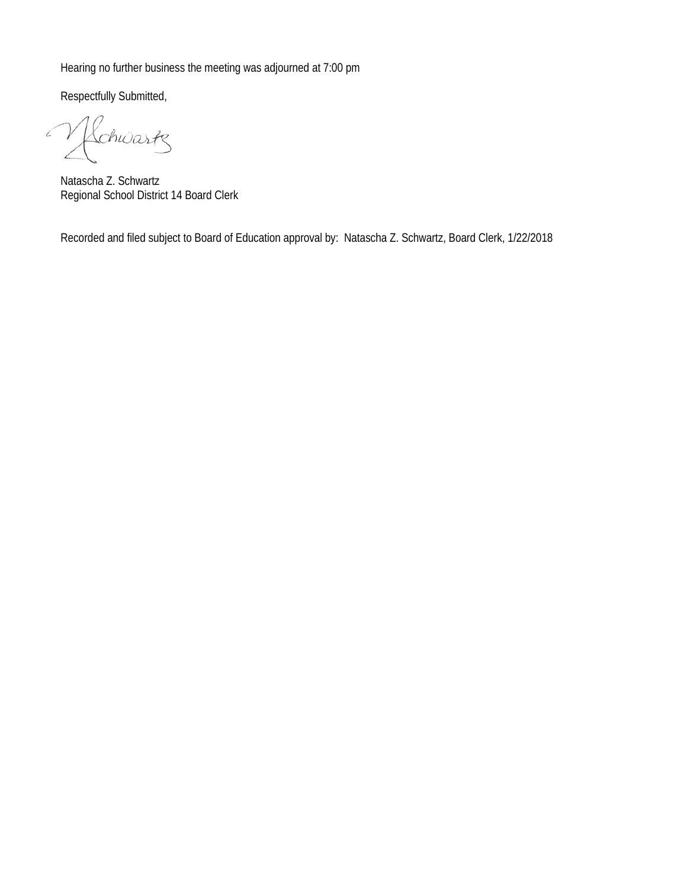Hearing no further business the meeting was adjourned at 7:00 pm

Respectfully Submitted,

Natascha Z. Schwartz
Regional School District 14 Board Clerk

Recorded and filed subject to Board of Education approval by:  Natascha Z. Schwartz, Board Clerk, 1/22/2018